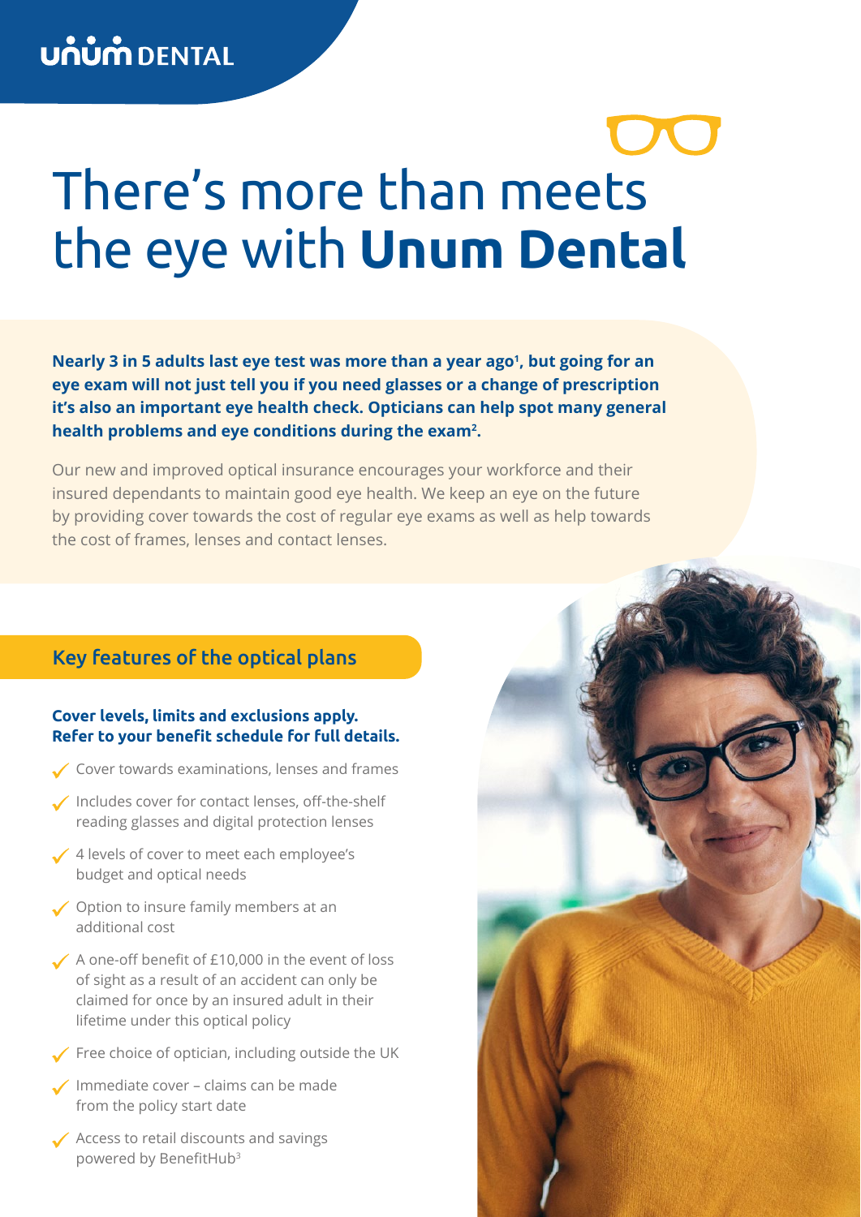UNUM DENTAL

# There's more than meets the eye with **Unum Dental**

**Nearly 3 in 5 adults last eye test was more than a year ago[1], but going for an eye exam will not just tell you if you need glasses or a change of prescription it's also an important eye health check. Opticians can help spot many general health problems and eye conditions during the exam[2].**

Our new and improved optical insurance encourages your workforce and their insured dependants to maintain good eye health. We keep an eye on the future by providing cover towards the cost of regular eye exams as well as help towards the cost of frames, lenses and contact lenses.

## Key features of the optical plans

**Cover levels, limits and exclusions apply.**
**Refer to your benefit schedule for full details.**

- Cover towards examinations, lenses and frames
- Includes cover for contact lenses, off-the-shelf reading glasses and digital protection lenses
- 4 levels of cover to meet each employee's budget and optical needs
- Option to insure family members at an additional cost
- A one-off benefit of £10,000 in the event of loss of sight as a result of an accident can only be claimed for once by an insured adult in their lifetime under this optical policy
- Free choice of optician, including outside the UK
- Immediate cover – claims can be made from the policy start date
- Access to retail discounts and savings powered by BenefitHub[3]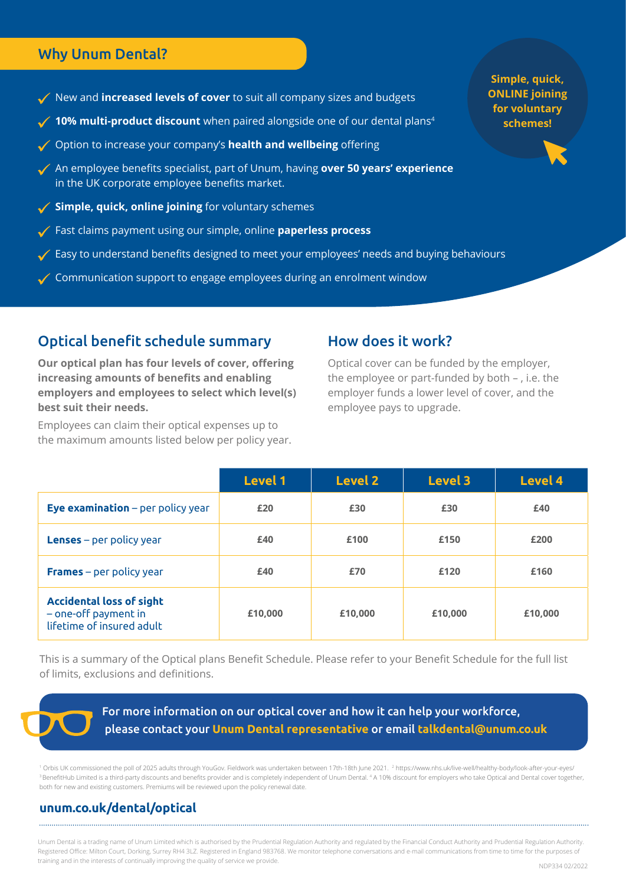## Why Unum Dental?

- New and **increased levels of cover** to suit all company sizes and budgets
- **10% multi-product discount** when paired alongside one of our dental plans[4]
- Option to increase your company's **health and wellbeing** offering
- An employee benefits specialist, part of Unum, having **over 50 years' experience** in the UK corporate employee benefits market.
- **Simple, quick, online joining** for voluntary schemes
- Fast claims payment using our simple, online **paperless process**
- Easy to understand benefits designed to meet your employees' needs and buying behaviours
- Communication support to engage employees during an enrolment window

**Simple, quick, ONLINE joining for voluntary schemes!**

## Optical benefit schedule summary

**Our optical plan has four levels of cover, offering increasing amounts of benefits and enabling employers and employees to select which level(s) best suit their needs.**

Employees can claim their optical expenses up to the maximum amounts listed below per policy year.

## How does it work?

Optical cover can be funded by the employer, the employee or part-funded by both – , i.e. the employer funds a lower level of cover, and the employee pays to upgrade.

| | Level 1 | Level 2 | Level 3 | Level 4 |
|---|---|---|---|---|
| **Eye examination** – per policy year | £20 | £30 | £30 | £40 |
| **Lenses** – per policy year | £40 | £100 | £150 | £200 |
| **Frames** – per policy year | £40 | £70 | £120 | £160 |
| **Accidental loss of sight** – one-off payment in lifetime of insured adult | £10,000 | £10,000 | £10,000 | £10,000 |

This is a summary of the Optical plans Benefit Schedule. Please refer to your Benefit Schedule for the full list of limits, exclusions and definitions.

**For more information on our optical cover and how it can help your workforce, please contact your Unum Dental representative or email talkdental@unum.co.uk**

[1] Orbis UK commissioned the poll of 2025 adults through YouGov. Fieldwork was undertaken between 17th-18th June 2021. [2] https://www.nhs.uk/live-well/healthy-body/look-after-your-eyes/ [3] BenefitHub Limited is a third-party discounts and benefits provider and is completely independent of Unum Dental. [4] A 10% discount for employers who take Optical and Dental cover together, both for new and existing customers. Premiums will be reviewed upon the policy renewal date.

**unum.co.uk/dental/optical**

Unum Dental is a trading name of Unum Limited which is authorised by the Prudential Regulation Authority and regulated by the Financial Conduct Authority and Prudential Regulation Authority. Registered Office: Milton Court, Dorking, Surrey RH4 3LZ. Registered in England 983768. We monitor telephone conversations and e-mail communications from time to time for the purposes of training and in the interests of continually improving the quality of service we provide.

NDP334 02/2022